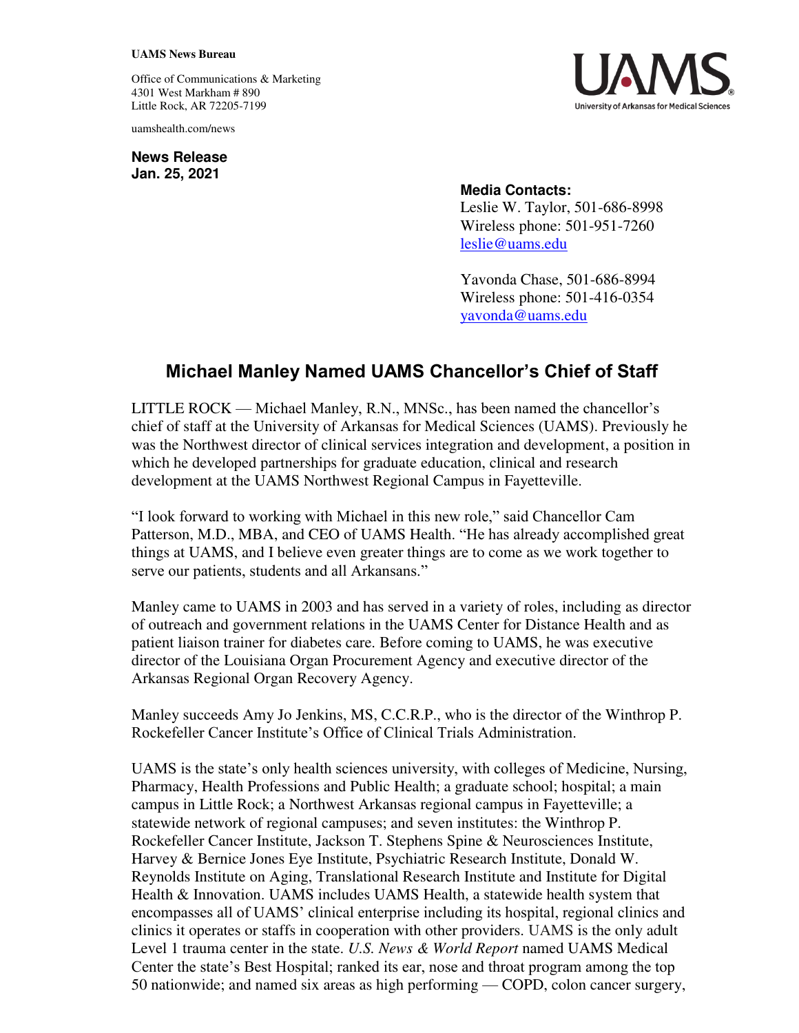**UAMS News Bureau**

Office of Communications & Marketing
4301 West Markham # 890
Little Rock, AR 72205-7199

uamshealth.com/news

**News Release**
**Jan. 25, 2021**

**Media Contacts:**
Leslie W. Taylor, 501-686-8998
Wireless phone: 501-951-7260
leslie@uams.edu

Yavonda Chase, 501-686-8994
Wireless phone: 501-416-0354
yavonda@uams.edu

# Michael Manley Named UAMS Chancellor's Chief of Staff

LITTLE ROCK — Michael Manley, R.N., MNSc., has been named the chancellor's chief of staff at the University of Arkansas for Medical Sciences (UAMS). Previously he was the Northwest director of clinical services integration and development, a position in which he developed partnerships for graduate education, clinical and research development at the UAMS Northwest Regional Campus in Fayetteville.

"I look forward to working with Michael in this new role," said Chancellor Cam Patterson, M.D., MBA, and CEO of UAMS Health. "He has already accomplished great things at UAMS, and I believe even greater things are to come as we work together to serve our patients, students and all Arkansans."

Manley came to UAMS in 2003 and has served in a variety of roles, including as director of outreach and government relations in the UAMS Center for Distance Health and as patient liaison trainer for diabetes care. Before coming to UAMS, he was executive director of the Louisiana Organ Procurement Agency and executive director of the Arkansas Regional Organ Recovery Agency.

Manley succeeds Amy Jo Jenkins, MS, C.C.R.P., who is the director of the Winthrop P. Rockefeller Cancer Institute's Office of Clinical Trials Administration.

UAMS is the state's only health sciences university, with colleges of Medicine, Nursing, Pharmacy, Health Professions and Public Health; a graduate school; hospital; a main campus in Little Rock; a Northwest Arkansas regional campus in Fayetteville; a statewide network of regional campuses; and seven institutes: the Winthrop P. Rockefeller Cancer Institute, Jackson T. Stephens Spine & Neurosciences Institute, Harvey & Bernice Jones Eye Institute, Psychiatric Research Institute, Donald W. Reynolds Institute on Aging, Translational Research Institute and Institute for Digital Health & Innovation. UAMS includes UAMS Health, a statewide health system that encompasses all of UAMS' clinical enterprise including its hospital, regional clinics and clinics it operates or staffs in cooperation with other providers. UAMS is the only adult Level 1 trauma center in the state. *U.S. News & World Report* named UAMS Medical Center the state's Best Hospital; ranked its ear, nose and throat program among the top 50 nationwide; and named six areas as high performing — COPD, colon cancer surgery,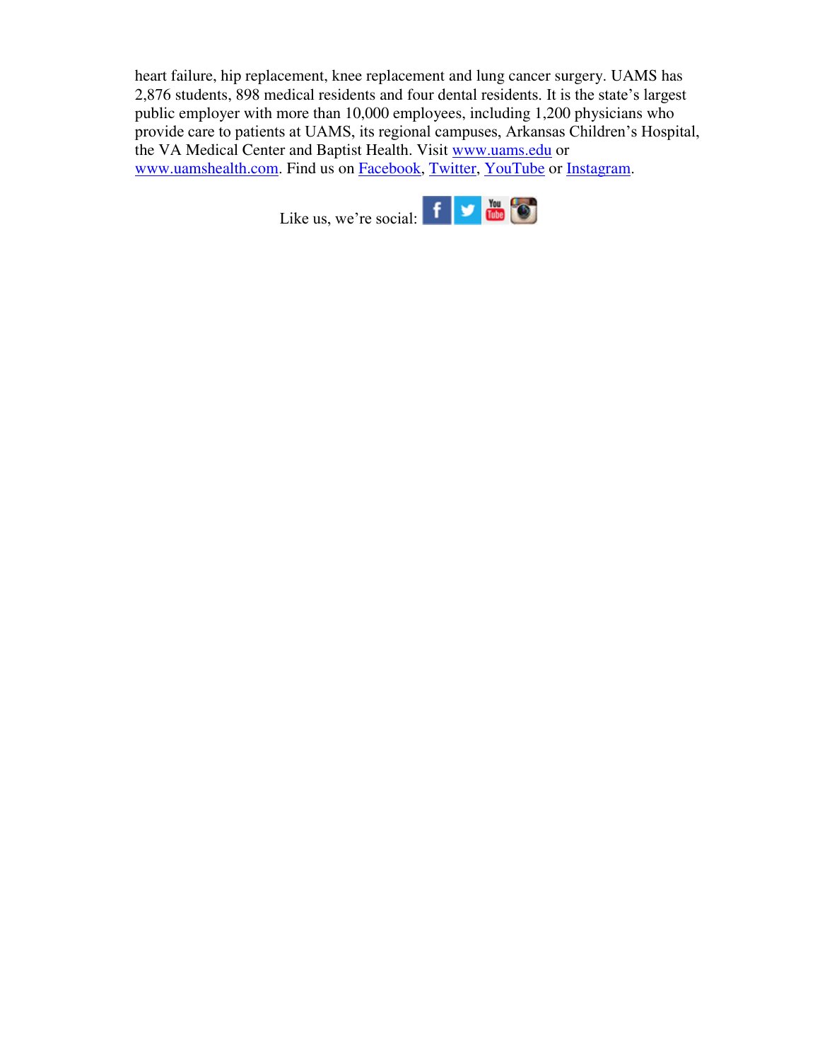heart failure, hip replacement, knee replacement and lung cancer surgery. UAMS has 2,876 students, 898 medical residents and four dental residents. It is the state's largest public employer with more than 10,000 employees, including 1,200 physicians who provide care to patients at UAMS, its regional campuses, Arkansas Children's Hospital, the VA Medical Center and Baptist Health. Visit www.uams.edu or www.uamshealth.com. Find us on Facebook, Twitter, YouTube or Instagram.

Like us, we're social: